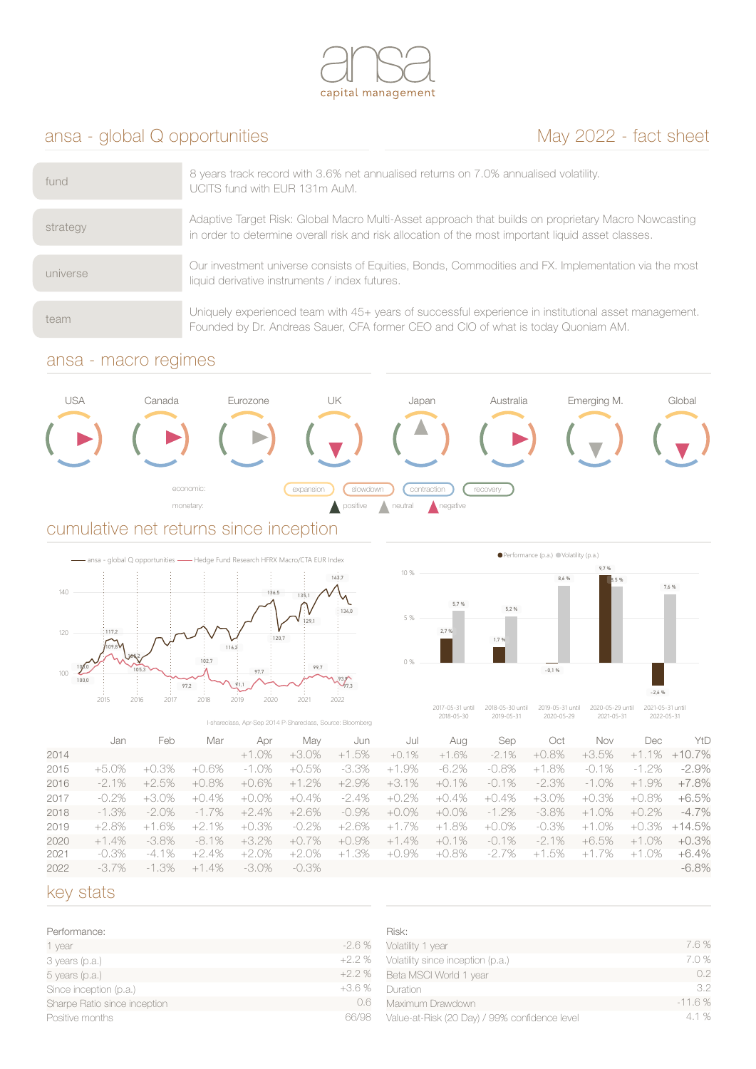# ansa capital management

## ansa - global Q opportunities

May 2022 - fact sheet

| | |
|---|---|
| fund | 8 years track record with 3.6% net annualised returns on 7.0% annualised volatility. UCITS fund with EUR 131m AuM. |
| strategy | Adaptive Target Risk: Global Macro Multi-Asset approach that builds on proprietary Macro Nowcasting in order to determine overall risk and risk allocation of the most important liquid asset classes. |
| universe | Our investment universe consists of Equities, Bonds, Commodities and FX. Implementation via the most liquid derivative instruments / index futures. |
| team | Uniquely experienced team with 45+ years of successful experience in institutional asset management. Founded by Dr. Andreas Sauer, CFA former CEO and CIO of what is today Quoniam AM. |

## ansa - macro regimes

USA | Canada | Eurozone | UK | Japan | Australia | Emerging M. | Global

economic: expansion, slowdown, contraction, recovery

monetary: positive, neutral, negative

## cumulative net returns since inception

I-shareclass, Apr-Sep 2014 P-Shareclass, Source: Bloomberg

| | Jan | Feb | Mar | Apr | May | Jun | Jul | Aug | Sep | Oct | Nov | Dec | YtD |
|---|---|---|---|---|---|---|---|---|---|---|---|---|---|
| 2014 | | | | +1.0% | +3.0% | +1.5% | +0.1% | +1.6% | -2.1% | +0.8% | +3.5% | +1.1% | +10.7% |
| 2015 | +5.0% | +0.3% | +0.6% | -1.0% | +0.5% | -3.3% | +1.9% | -6.2% | -0.8% | +1.8% | -0.1% | -1.2% | -2.9% |
| 2016 | -2.1% | +2.5% | +0.8% | +0.6% | +1.2% | +2.9% | +3.1% | +0.1% | -0.1% | -2.3% | -1.0% | +1.9% | +7.8% |
| 2017 | -0.2% | +3.0% | +0.4% | +0.0% | +0.4% | -2.4% | +0.2% | +0.4% | +0.4% | +3.0% | +0.3% | +0.8% | +6.5% |
| 2018 | -1.3% | -2.0% | -1.7% | +2.4% | +2.6% | -0.9% | +0.0% | +0.0% | -1.2% | -3.8% | +1.0% | +0.2% | -4.7% |
| 2019 | +2.8% | +1.6% | +2.1% | +0.3% | -0.2% | +2.6% | +1.7% | +1.8% | +0.0% | -0.3% | +1.0% | +0.3% | +14.5% |
| 2020 | +1.4% | -3.8% | -8.1% | +3.2% | +0.7% | +0.9% | +1.4% | +0.1% | -0.1% | -2.1% | +6.5% | +1.0% | +0.3% |
| 2021 | -0.3% | -4.1% | +2.4% | +2.0% | +2.0% | +1.3% | +0.9% | +0.8% | -2.7% | +1.5% | +1.7% | +1.0% | +6.4% |
| 2022 | -3.7% | -1.3% | +1.4% | -3.0% | -0.3% | | | | | | | | -6.8% |

## key stats

| Performance: | |
|---|---|
| 1 year | -2.6 % |
| 3 years (p.a.) | +2.2 % |
| 5 years (p.a.) | +2.2 % |
| Since inception (p.a.) | +3.6 % |
| Sharpe Ratio since inception | 0.6 |
| Positive months | 66/98 |

| Risk: | |
|---|---|
| Volatility 1 year | 7.6 % |
| Volatility since inception (p.a.) | 7.0 % |
| Beta MSCI World 1 year | 0.2 |
| Duration | 3.2 |
| Maximum Drawdown | -11.6 % |
| Value-at-Risk (20 Day) / 99% confidence level | 4.1 % |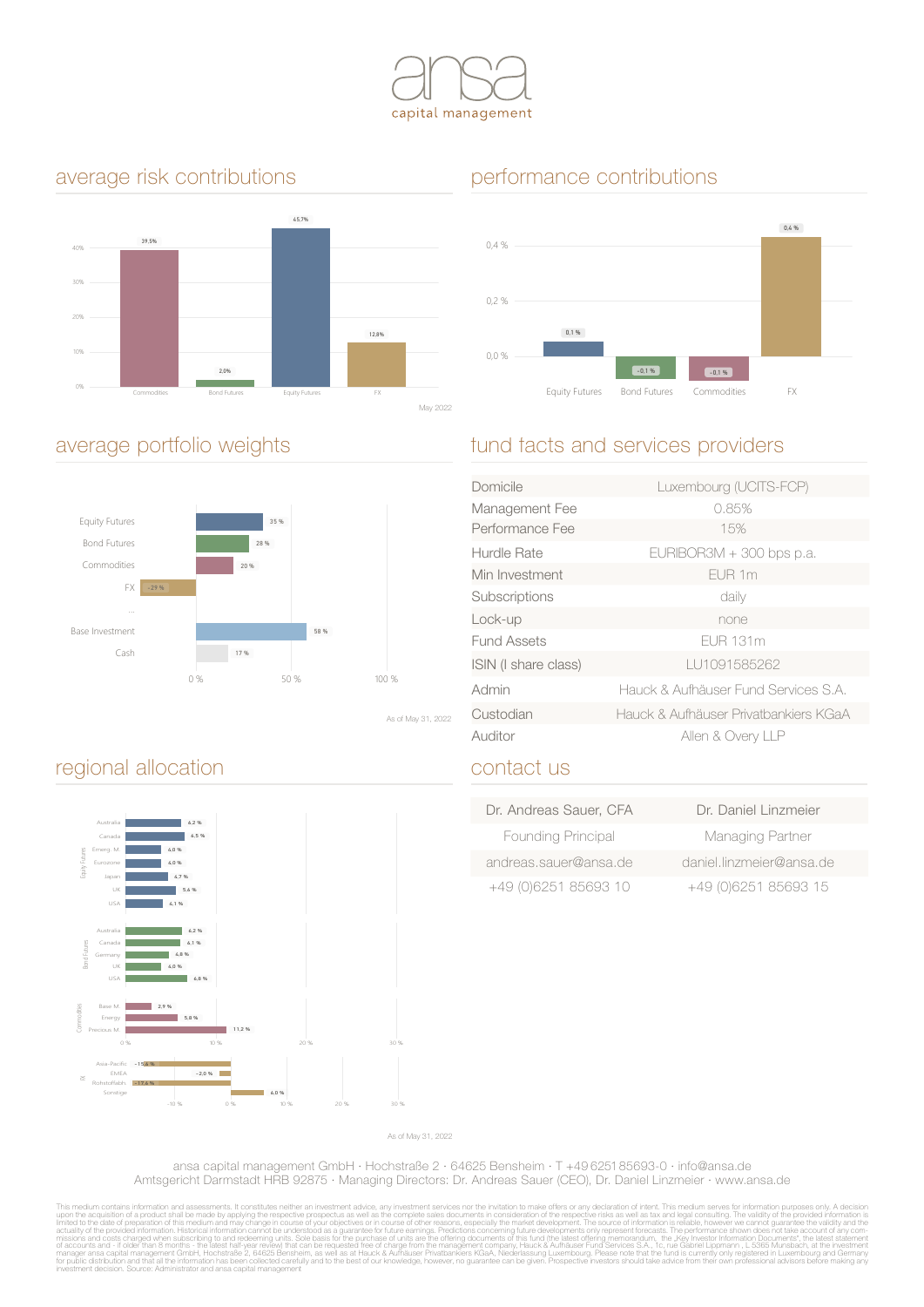ansa
capital management

## average risk contributions

39.5%
2.0%
45.7%
12.8%

40%
30%
20%
10%
0%

Commodities
Bond Futures
Equity Futures
FX

May 2022

## performance contributions

0.1 %
-0.1 %
-0.1 %
0.4 %

0,4 %
0,2 %
0,0 %

Equity Futures
Bond Futures
Commodities
FX

## average portfolio weights

Equity Futures 35 %
Bond Futures 28 %
Commodities 20 %
FX -29 %
...
Base Investment 58 %
Cash 17 %

0 %
50 %
100 %

As of May 31, 2022

## fund facts and services providers

| | |
|---|---|
| Domicile | Luxembourg (UCITS-FCP) |
| Management Fee | 0.85% |
| Performance Fee | 15% |
| Hurdle Rate | EURIBOR3M + 300 bps p.a. |
| Min Investment | EUR 1m |
| Subscriptions | daily |
| Lock-up | none |
| Fund Assets | EUR 131m |
| ISIN (I share class) | LU1091585262 |
| Admin | Hauck & Aufhäuser Fund Services S.A. |
| Custodian | Hauck & Aufhäuser Privatbankiers KGaA |
| Auditor | Allen & Overy LLP |

## regional allocation

Equity Futures
Australia 6.2 %
Canada 6.5 %
Emerg. M. 4.0 %
Eurozone 4.0 %
Japan 4.7 %
UK 5.6 %
USA 4.1 %

Bond Futures
Australia 6.2 %
Canada 6.1 %
Germany 4.8 %
UK 4.0 %
USA 6.8 %

Commodities
Base M. 2.9 %
Energy 5.8 %
Precious M. 11.2 %

0 %
10 %
20 %
30 %

FX
Asia-Pacific -11.6 %
EMEA -2.0 %
Rohstoffabh. -17.6 %
Sonstige 6.0 %

-10 %
0 %
10 %
20 %
30 %

As of May 31, 2022

## contact us

| | |
|---|---|
| Dr. Andreas Sauer, CFA | Dr. Daniel Linzmeier |
| Founding Principal | Managing Partner |
| andreas.sauer@ansa.de | daniel.linzmeier@ansa.de |
| +49 (0)6251 85693 10 | +49 (0)6251 85693 15 |

ansa capital management GmbH · Hochstraße 2 · 64625 Bensheim · T +49 6251 85693-0 · info@ansa.de
Amtsgericht Darmstadt HRB 92875 · Managing Directors: Dr. Andreas Sauer (CEO), Dr. Daniel Linzmeier · www.ansa.de

This medium contains information and assessments. It constitutes neither an investment advice, any investment services nor the invitation to make offers or any declaration of intent. This medium serves for information purposes only. A decision upon the acquisition of a product shall be made by applying the respective prospectus as well as the complete sales documents in consideration of the respective risks as well as tax and legal consulting. The validity of the provided information is limited to the date of preparation of this medium and may change in course of your objectives or in course of other reasons, especially the market development. The source of information is reliable, however we cannot guarantee the validity and the actuality of the provided information. Historical information cannot be understood as a guarantee for future earnings. Predictions concerning future developments only represent forecasts. The performance shown does not take account of any commissions and costs charged when subscribing to and redeeming units. Sole basis for the purchase of units are the offering documents of this fund (the latest offering memorandum, the „Key Investor Information Documents", the latest statement of accounts and - if older than 8 months - the latest half-year review) that can be requested free of charge from the management company, Hauck & Aufhäuser Fund Services S.A., 1c, rue Gabriel Lippmann , L 5365 Munsbach, at the investment manager ansa capital management GmbH, Hochstraße 2, 64625 Bensheim, as well as at Hauck & Aufhäuser Privatbankiers KGaA, Niederlassung Luxembourg. Please note that the fund is currently only registered in Luxembourg and Germany for public distribution and that all the information has been collected carefully and to the best of our knowledge, however, no guarantee can be given. Prospective investors should take advice from their own professional advisors before making any investment decision. Source: Administrator and ansa capital management